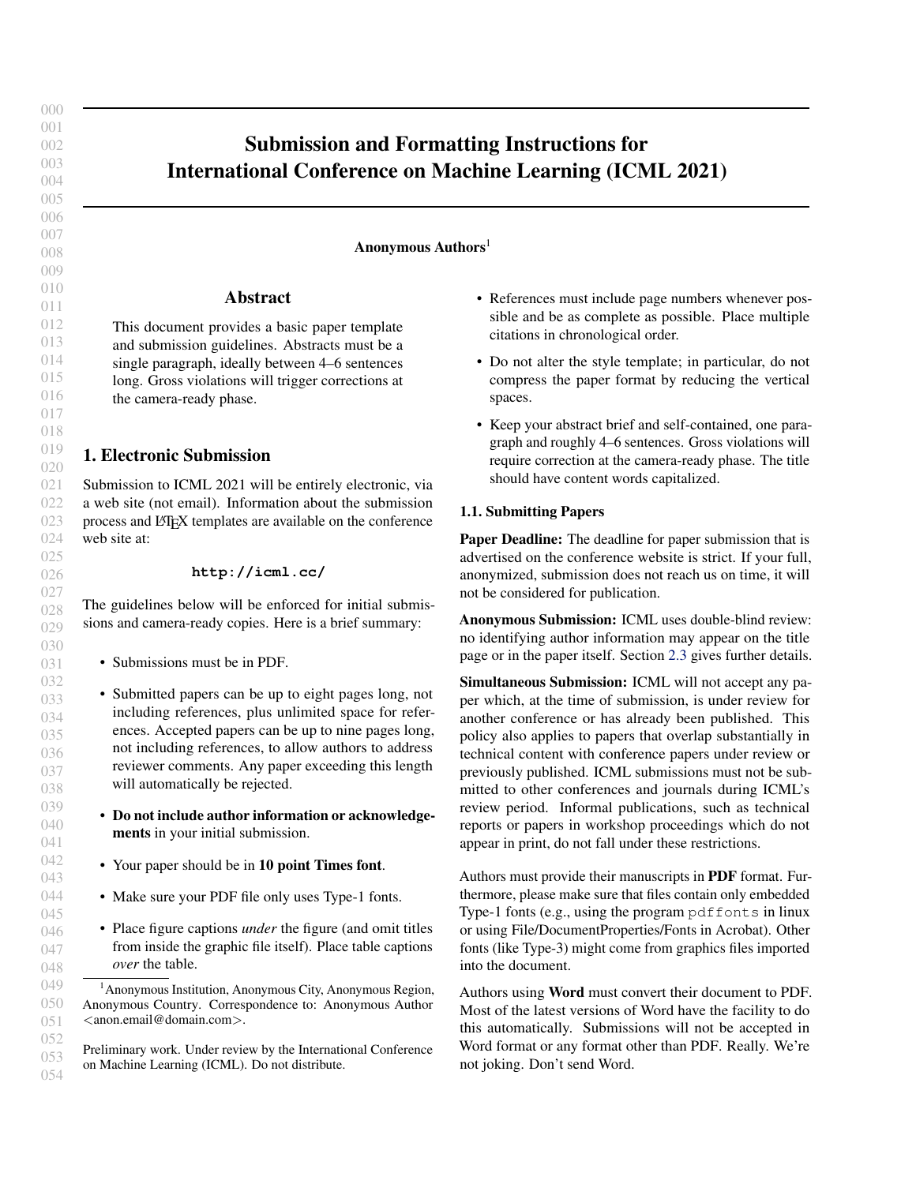# Submission and Formatting Instructions for International Conference on Machine Learning (ICML 2021)

**Anonymous Authors**[1]

## Abstract

This document provides a basic paper template and submission guidelines. Abstracts must be a single paragraph, ideally between 4–6 sentences long. Gross violations will trigger corrections at the camera-ready phase.

## 1. Electronic Submission

Submission to ICML 2021 will be entirely electronic, via a web site (not email). Information about the submission process and LaTeX templates are available on the conference web site at:

**http://icml.cc/**

The guidelines below will be enforced for initial submissions and camera-ready copies. Here is a brief summary:

- Submissions must be in PDF.
- Submitted papers can be up to eight pages long, not including references, plus unlimited space for references. Accepted papers can be up to nine pages long, not including references, to allow authors to address reviewer comments. Any paper exceeding this length will automatically be rejected.
- **Do not include author information or acknowledgements** in your initial submission.
- Your paper should be in **10 point Times font**.
- Make sure your PDF file only uses Type-1 fonts.
- Place figure captions *under* the figure (and omit titles from inside the graphic file itself). Place table captions *over* the table.
- References must include page numbers whenever possible and be as complete as possible. Place multiple citations in chronological order.
- Do not alter the style template; in particular, do not compress the paper format by reducing the vertical spaces.
- Keep your abstract brief and self-contained, one paragraph and roughly 4–6 sentences. Gross violations will require correction at the camera-ready phase. The title should have content words capitalized.

### 1.1. Submitting Papers

**Paper Deadline:** The deadline for paper submission that is advertised on the conference website is strict. If your full, anonymized, submission does not reach us on time, it will not be considered for publication.

**Anonymous Submission:** ICML uses double-blind review: no identifying author information may appear on the title page or in the paper itself. Section 2.3 gives further details.

**Simultaneous Submission:** ICML will not accept any paper which, at the time of submission, is under review for another conference or has already been published. This policy also applies to papers that overlap substantially in technical content with conference papers under review or previously published. ICML submissions must not be submitted to other conferences and journals during ICML's review period. Informal publications, such as technical reports or papers in workshop proceedings which do not appear in print, do not fall under these restrictions.

Authors must provide their manuscripts in **PDF** format. Furthermore, please make sure that files contain only embedded Type-1 fonts (e.g., using the program `pdffonts` in linux or using File/DocumentProperties/Fonts in Acrobat). Other fonts (like Type-3) might come from graphics files imported into the document.

Authors using **Word** must convert their document to PDF. Most of the latest versions of Word have the facility to do this automatically. Submissions will not be accepted in Word format or any format other than PDF. Really. We're not joking. Don't send Word.

[1]Anonymous Institution, Anonymous City, Anonymous Region, Anonymous Country. Correspondence to: Anonymous Author <anon.email@domain.com>.

Preliminary work. Under review by the International Conference on Machine Learning (ICML). Do not distribute.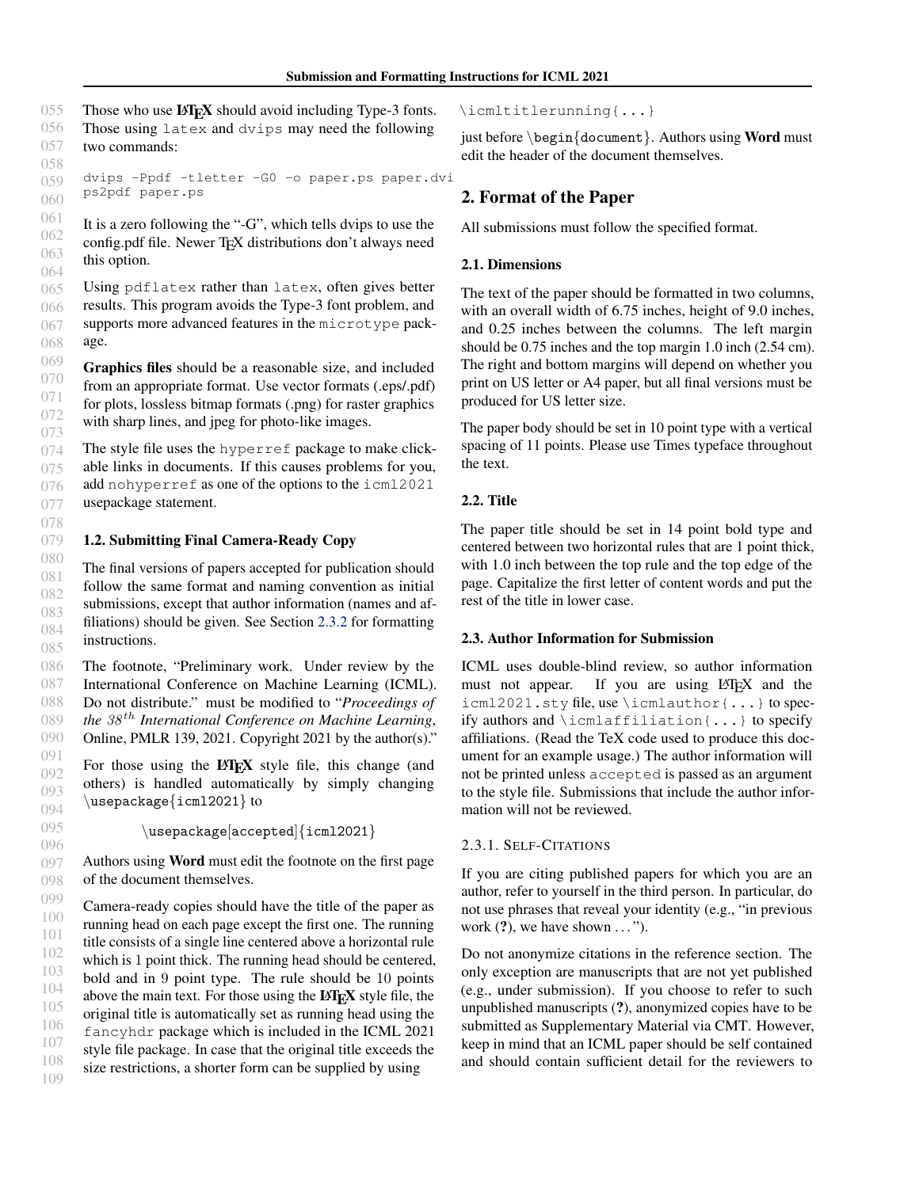Those who use LaTeX should avoid including Type-3 fonts. Those using latex and dvips may need the following two commands:

```
dvips -Ppdf -tletter -G0 -o paper.ps paper.dvi
ps2pdf paper.ps
```

It is a zero following the "-G", which tells dvips to use the config.pdf file. Newer TeX distributions don't always need this option.

Using pdflatex rather than latex, often gives better results. This program avoids the Type-3 font problem, and supports more advanced features in the microtype package.

**Graphics files** should be a reasonable size, and included from an appropriate format. Use vector formats (.eps/.pdf) for plots, lossless bitmap formats (.png) for raster graphics with sharp lines, and jpeg for photo-like images.

The style file uses the hyperref package to make clickable links in documents. If this causes problems for you, add nohyperref as one of the options to the icml2021 usepackage statement.

### 1.2. Submitting Final Camera-Ready Copy

The final versions of papers accepted for publication should follow the same format and naming convention as initial submissions, except that author information (names and affiliations) should be given. See Section 2.3.2 for formatting instructions.

The footnote, "Preliminary work. Under review by the International Conference on Machine Learning (ICML). Do not distribute." must be modified to "*Proceedings of the $38^{th}$ International Conference on Machine Learning*, Online, PMLR 139, 2021. Copyright 2021 by the author(s)."

For those using the **LaTeX** style file, this change (and others) is handled automatically by simply changing \usepackage{icml2021} to

\usepackage[accepted]{icml2021}

Authors using **Word** must edit the footnote on the first page of the document themselves.

Camera-ready copies should have the title of the paper as running head on each page except the first one. The running title consists of a single line centered above a horizontal rule which is 1 point thick. The running head should be centered, bold and in 9 point type. The rule should be 10 points above the main text. For those using the **LaTeX** style file, the original title is automatically set as running head using the fancyhdr package which is included in the ICML 2021 style file package. In case that the original title exceeds the size restrictions, a shorter form can be supplied by using

\icmltitlerunning{...}

just before \begin{document}. Authors using **Word** must edit the header of the document themselves.

## 2. Format of the Paper

All submissions must follow the specified format.

### 2.1. Dimensions

The text of the paper should be formatted in two columns, with an overall width of 6.75 inches, height of 9.0 inches, and 0.25 inches between the columns. The left margin should be 0.75 inches and the top margin 1.0 inch (2.54 cm). The right and bottom margins will depend on whether you print on US letter or A4 paper, but all final versions must be produced for US letter size.

The paper body should be set in 10 point type with a vertical spacing of 11 points. Please use Times typeface throughout the text.

### 2.2. Title

The paper title should be set in 14 point bold type and centered between two horizontal rules that are 1 point thick, with 1.0 inch between the top rule and the top edge of the page. Capitalize the first letter of content words and put the rest of the title in lower case.

### 2.3. Author Information for Submission

ICML uses double-blind review, so author information must not appear. If you are using LaTeX and the icml2021.sty file, use \icmlauthor{...} to specify authors and \icmlaffiliation{...} to specify affiliations. (Read the TeX code used to produce this document for an example usage.) The author information will not be printed unless accepted is passed as an argument to the style file. Submissions that include the author information will not be reviewed.

#### 2.3.1. Self-Citations

If you are citing published papers for which you are an author, refer to yourself in the third person. In particular, do not use phrases that reveal your identity (e.g., "in previous work (**?**), we have shown ...").

Do not anonymize citations in the reference section. The only exception are manuscripts that are not yet published (e.g., under submission). If you choose to refer to such unpublished manuscripts (**?**), anonymized copies have to be submitted as Supplementary Material via CMT. However, keep in mind that an ICML paper should be self contained and should contain sufficient detail for the reviewers to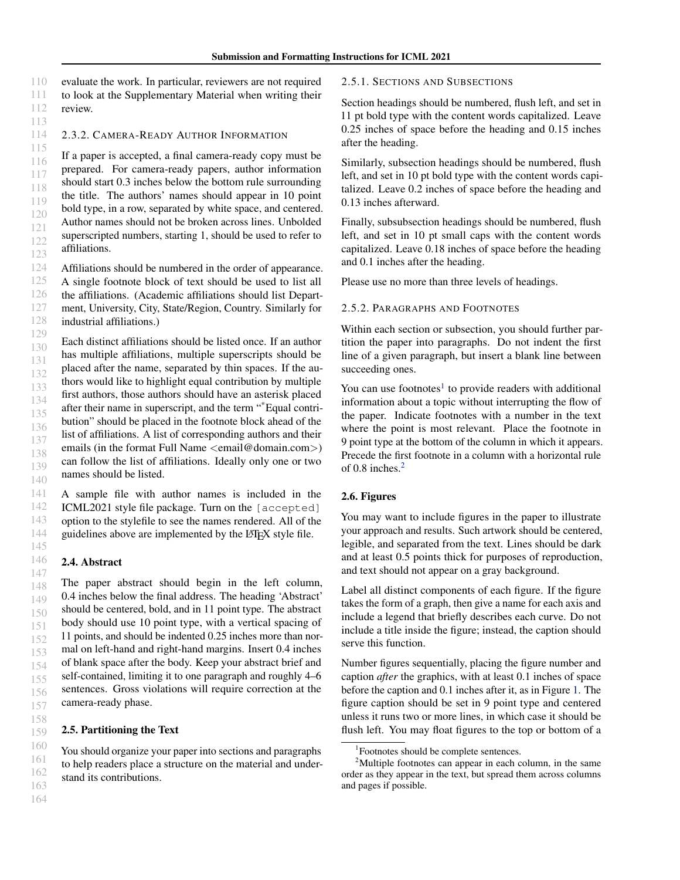evaluate the work. In particular, reviewers are not required to look at the Supplementary Material when writing their review.

#### 2.3.2. Camera-Ready Author Information

If a paper is accepted, a final camera-ready copy must be prepared. For camera-ready papers, author information should start 0.3 inches below the bottom rule surrounding the title. The authors' names should appear in 10 point bold type, in a row, separated by white space, and centered. Author names should not be broken across lines. Unbolded superscripted numbers, starting 1, should be used to refer to affiliations.

Affiliations should be numbered in the order of appearance. A single footnote block of text should be used to list all the affiliations. (Academic affiliations should list Department, University, City, State/Region, Country. Similarly for industrial affiliations.)

Each distinct affiliations should be listed once. If an author has multiple affiliations, multiple superscripts should be placed after the name, separated by thin spaces. If the authors would like to highlight equal contribution by multiple first authors, those authors should have an asterisk placed after their name in superscript, and the term "[*]Equal contribution" should be placed in the footnote block ahead of the list of affiliations. A list of corresponding authors and their emails (in the format Full Name <email@domain.com>) can follow the list of affiliations. Ideally only one or two names should be listed.

A sample file with author names is included in the ICML2021 style file package. Turn on the `[accepted]` option to the stylefile to see the names rendered. All of the guidelines above are implemented by the LaTeX style file.

### 2.4. Abstract

The paper abstract should begin in the left column, 0.4 inches below the final address. The heading 'Abstract' should be centered, bold, and in 11 point type. The abstract body should use 10 point type, with a vertical spacing of 11 points, and should be indented 0.25 inches more than normal on left-hand and right-hand margins. Insert 0.4 inches of blank space after the body. Keep your abstract brief and self-contained, limiting it to one paragraph and roughly 4–6 sentences. Gross violations will require correction at the camera-ready phase.

### 2.5. Partitioning the Text

You should organize your paper into sections and paragraphs to help readers place a structure on the material and understand its contributions.

#### 2.5.1. Sections and Subsections

Section headings should be numbered, flush left, and set in 11 pt bold type with the content words capitalized. Leave 0.25 inches of space before the heading and 0.15 inches after the heading.

Similarly, subsection headings should be numbered, flush left, and set in 10 pt bold type with the content words capitalized. Leave 0.2 inches of space before the heading and 0.13 inches afterward.

Finally, subsubsection headings should be numbered, flush left, and set in 10 pt small caps with the content words capitalized. Leave 0.18 inches of space before the heading and 0.1 inches after the heading.

Please use no more than three levels of headings.

#### 2.5.2. Paragraphs and Footnotes

Within each section or subsection, you should further partition the paper into paragraphs. Do not indent the first line of a given paragraph, but insert a blank line between succeeding ones.

You can use footnotes[1] to provide readers with additional information about a topic without interrupting the flow of the paper. Indicate footnotes with a number in the text where the point is most relevant. Place the footnote in 9 point type at the bottom of the column in which it appears. Precede the first footnote in a column with a horizontal rule of 0.8 inches.[2]

### 2.6. Figures

You may want to include figures in the paper to illustrate your approach and results. Such artwork should be centered, legible, and separated from the text. Lines should be dark and at least 0.5 points thick for purposes of reproduction, and text should not appear on a gray background.

Label all distinct components of each figure. If the figure takes the form of a graph, then give a name for each axis and include a legend that briefly describes each curve. Do not include a title inside the figure; instead, the caption should serve this function.

Number figures sequentially, placing the figure number and caption *after* the graphics, with at least 0.1 inches of space before the caption and 0.1 inches after it, as in Figure 1. The figure caption should be set in 9 point type and centered unless it runs two or more lines, in which case it should be flush left. You may float figures to the top or bottom of a

[1] Footnotes should be complete sentences.

[2] Multiple footnotes can appear in each column, in the same order as they appear in the text, but spread them across columns and pages if possible.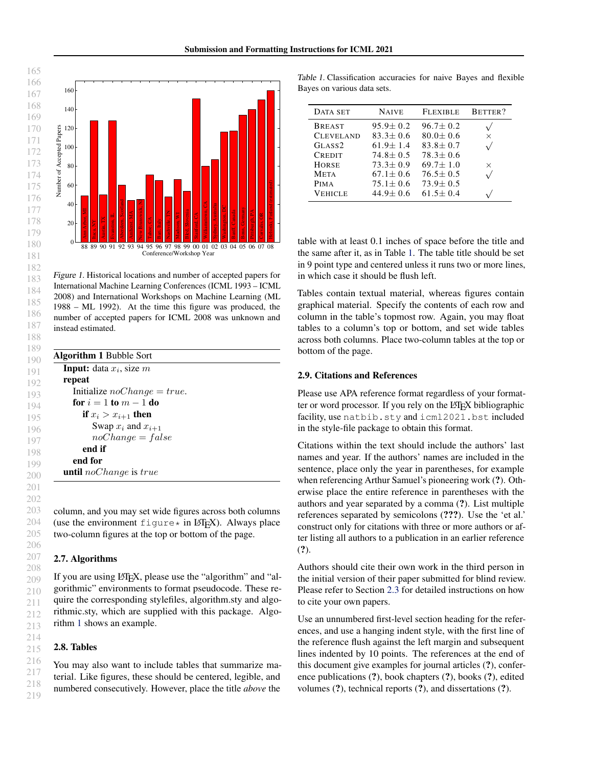Figure 1. Historical locations and number of accepted papers for International Machine Learning Conferences (ICML 1993 – ICML 2008) and International Workshops on Machine Learning (ML 1988 – ML 1992). At the time this figure was produced, the number of accepted papers for ICML 2008 was unknown and instead estimated.

**Algorithm 1** Bubble Sort

**Input:** data $x_i$, size $m$
**repeat**
  Initialize $noChange = true$.
  **for** $i = 1$ **to** $m - 1$ **do**
    **if** $x_i > x_{i+1}$ **then**
      Swap $x_i$ and $x_{i+1}$
      $noChange = false$
    **end if**
  **end for**
**until** $noChange$ is $true$

column, and you may set wide figures across both columns (use the environment `figure*` in LaTeX). Always place two-column figures at the top or bottom of the page.

### 2.7. Algorithms

If you are using LaTeX, please use the "algorithm" and "algorithmic" environments to format pseudocode. These require the corresponding stylefiles, algorithm.sty and algorithmic.sty, which are supplied with this package. Algorithm 1 shows an example.

### 2.8. Tables

You may also want to include tables that summarize material. Like figures, these should be centered, legible, and numbered consecutively. However, place the title *above* the table with at least 0.1 inches of space before the title and the same after it, as in Table 1. The table title should be set in 9 point type and centered unless it runs two or more lines, in which case it should be flush left.

Table 1. Classification accuracies for naive Bayes and flexible Bayes on various data sets.

| DATA SET | NAIVE | FLEXIBLE | BETTER? |
|---|---|---|---|
| BREAST | 95.9± 0.2 | 96.7± 0.2 | √ |
| CLEVELAND | 83.3± 0.6 | 80.0± 0.6 | × |
| GLASS2 | 61.9± 1.4 | 83.8± 0.7 | √ |
| CREDIT | 74.8± 0.5 | 78.3± 0.6 | |
| HORSE | 73.3± 0.9 | 69.7± 1.0 | × |
| META | 67.1± 0.6 | 76.5± 0.5 | √ |
| PIMA | 75.1± 0.6 | 73.9± 0.5 | |
| VEHICLE | 44.9± 0.6 | 61.5± 0.4 | √ |

Tables contain textual material, whereas figures contain graphical material. Specify the contents of each row and column in the table's topmost row. Again, you may float tables to a column's top or bottom, and set wide tables across both columns. Place two-column tables at the top or bottom of the page.

### 2.9. Citations and References

Please use APA reference format regardless of your formatter or word processor. If you rely on the LaTeX bibliographic facility, use `natbib.sty` and `icml2021.bst` included in the style-file package to obtain this format.

Citations within the text should include the authors' last names and year. If the authors' names are included in the sentence, place only the year in parentheses, for example when referencing Arthur Samuel's pioneering work (**?**). Otherwise place the entire reference in parentheses with the authors and year separated by a comma (**?**). List multiple references separated by semicolons (**???**). Use the 'et al.' construct only for citations with three or more authors or after listing all authors to a publication in an earlier reference (**?**).

Authors should cite their own work in the third person in the initial version of their paper submitted for blind review. Please refer to Section 2.3 for detailed instructions on how to cite your own papers.

Use an unnumbered first-level section heading for the references, and use a hanging indent style, with the first line of the reference flush against the left margin and subsequent lines indented by 10 points. The references at the end of this document give examples for journal articles (**?**), conference publications (**?**), book chapters (**?**), books (**?**), edited volumes (**?**), technical reports (**?**), and dissertations (**?**).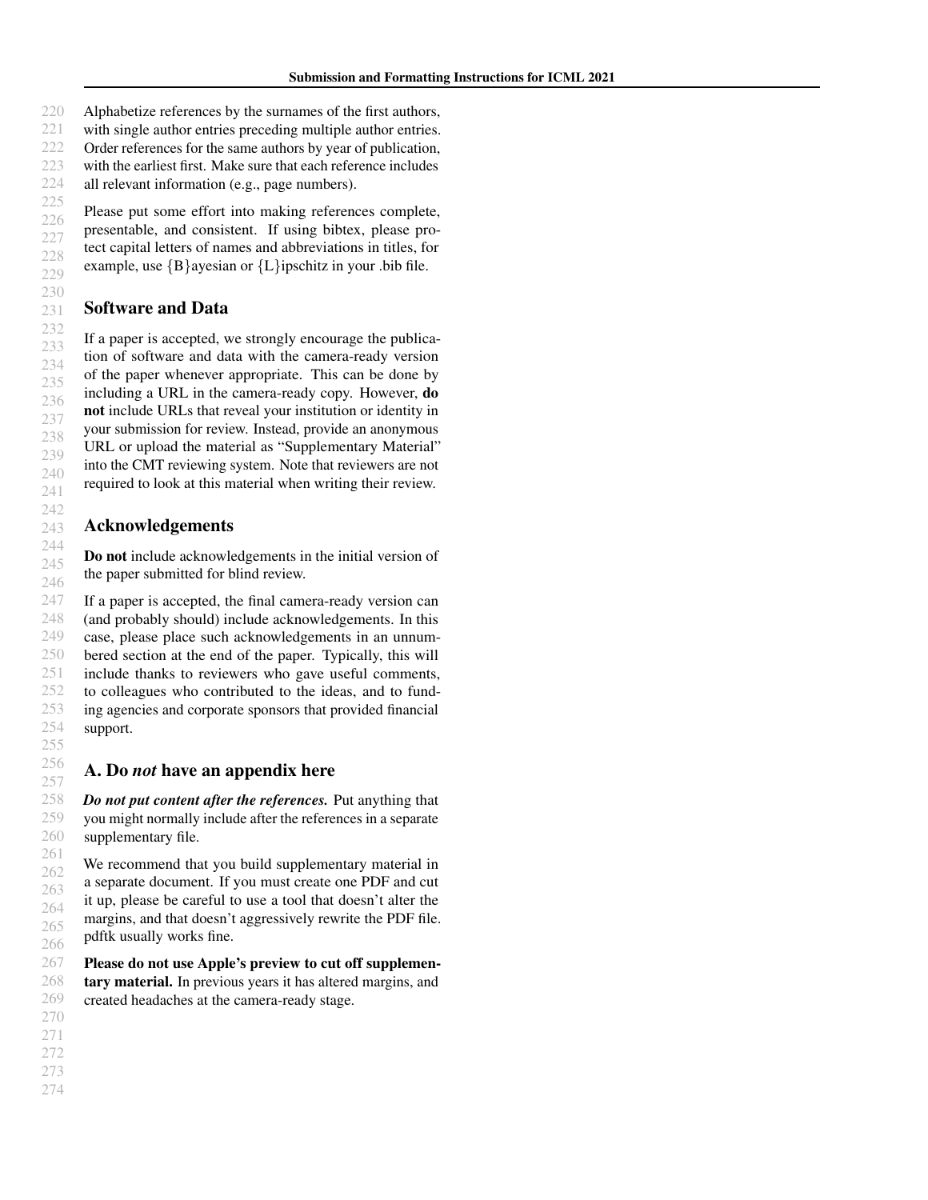Alphabetize references by the surnames of the first authors, with single author entries preceding multiple author entries. Order references for the same authors by year of publication, with the earliest first. Make sure that each reference includes all relevant information (e.g., page numbers).

Please put some effort into making references complete, presentable, and consistent. If using bibtex, please protect capital letters of names and abbreviations in titles, for example, use {B}ayesian or {L}ipschitz in your .bib file.

## Software and Data

If a paper is accepted, we strongly encourage the publication of software and data with the camera-ready version of the paper whenever appropriate. This can be done by including a URL in the camera-ready copy. However, **do not** include URLs that reveal your institution or identity in your submission for review. Instead, provide an anonymous URL or upload the material as "Supplementary Material" into the CMT reviewing system. Note that reviewers are not required to look at this material when writing their review.

## Acknowledgements

**Do not** include acknowledgements in the initial version of the paper submitted for blind review.

If a paper is accepted, the final camera-ready version can (and probably should) include acknowledgements. In this case, please place such acknowledgements in an unnumbered section at the end of the paper. Typically, this will include thanks to reviewers who gave useful comments, to colleagues who contributed to the ideas, and to funding agencies and corporate sponsors that provided financial support.

## A. Do *not* have an appendix here

***Do not put content after the references.*** Put anything that you might normally include after the references in a separate supplementary file.

We recommend that you build supplementary material in a separate document. If you must create one PDF and cut it up, please be careful to use a tool that doesn't alter the margins, and that doesn't aggressively rewrite the PDF file. pdftk usually works fine.

**Please do not use Apple's preview to cut off supplementary material.** In previous years it has altered margins, and created headaches at the camera-ready stage.